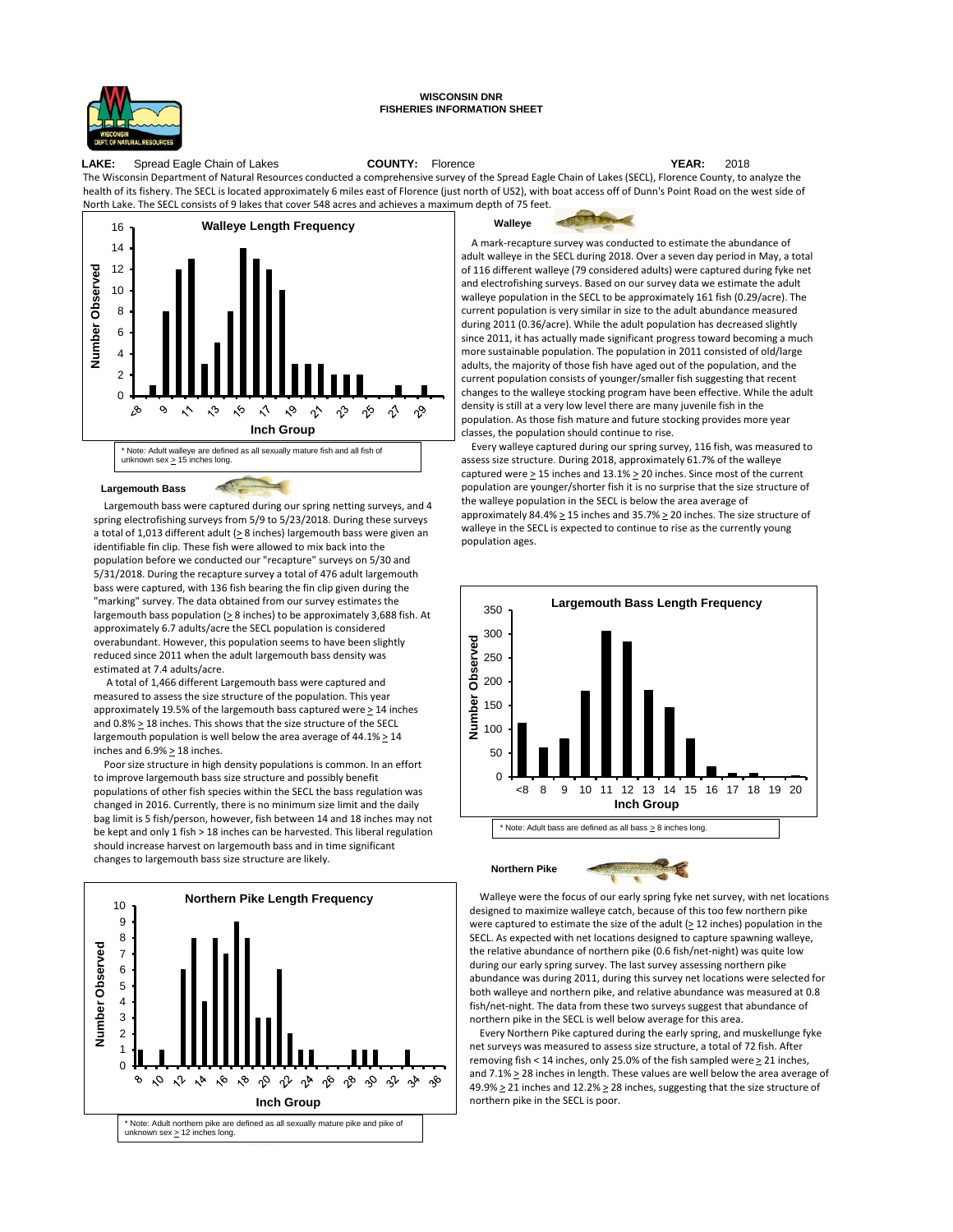**WISCONSIN DNR**
**FISHERIES INFORMATION SHEET**

**LAKE:** Spread Eagle Chain of Lakes **COUNTY:** Florence **YEAR:** 2018

The Wisconsin Department of Natural Resources conducted a comprehensive survey of the Spread Eagle Chain of Lakes (SECL), Florence County, to analyze the health of its fishery. The SECL is located approximately 6 miles east of Florence (just north of US2), with boat access off of Dunn's Point Road on the west side of North Lake. The SECL consists of 9 lakes that cover 548 acres and achieves a maximum depth of 75 feet.

### Walleye

A mark-recapture survey was conducted to estimate the abundance of adult walleye in the SECL during 2018. Over a seven day period in May, a total of 116 different walleye (79 considered adults) were captured during fyke net and electrofishing surveys. Based on our survey data we estimate the adult walleye population in the SECL to be approximately 161 fish (0.29/acre). The current population is very similar in size to the adult abundance measured during 2011 (0.36/acre). While the adult population has decreased slightly since 2011, it has actually made significant progress toward becoming a much more sustainable population. The population in 2011 consisted of old/large adults, the majority of those fish have aged out of the population, and the current population consists of younger/smaller fish suggesting that recent changes to the walleye stocking program have been effective. While the adult density is still at a very low level there are many juvenile fish in the population. As those fish mature and future stocking provides more year classes, the population should continue to rise.

Every walleye captured during our spring survey, 116 fish, was measured to assess size structure. During 2018, approximately 61.7% of the walleye captured were ≥ 15 inches and 13.1% ≥ 20 inches. Since most of the current population are younger/shorter fish it is no surprise that the size structure of the walleye population in the SECL is below the area average of approximately 84.4% ≥ 15 inches and 35.7% ≥ 20 inches. The size structure of walleye in the SECL is expected to continue to rise as the currently young population ages.

**Walleye Length Frequency**

| Inch Group | <8 | 9 | 10 | 11 | 12 | 13 | 14 | 15 | 16 | 17 | 18 | 19 | 20 | 21 | 22 | 23 | 24 | 25 | 26 | 27 | 28 | 29 |
|---|---|---|---|---|---|---|---|---|---|---|---|---|---|---|---|---|---|---|---|---|---|---|
| Number Observed | 1 | 8 | 12 | 13 | 3 | 5 | 8 | 14 | 13 | 12 | 10 | 3 | 3 | 3 | 2 | 2 | 2 | 0 | 0 | 1 | 0 | 1 |

\* Note: Adult walleye are defined as all sexually mature fish and all fish of unknown sex ≥ 15 inches long.

### Largemouth Bass

Largemouth bass were captured during our spring netting surveys, and 4 spring electrofishing surveys from 5/9 to 5/23/2018. During these surveys a total of 1,013 different adult (≥ 8 inches) largemouth bass were given an identifiable fin clip. These fish were allowed to mix back into the population before we conducted our "recapture" surveys on 5/30 and 5/31/2018. During the recapture survey a total of 476 adult largemouth bass were captured, with 136 fish bearing the fin clip given during the "marking" survey. The data obtained from our survey estimates the largemouth bass population (≥ 8 inches) to be approximately 3,688 fish. At approximately 6.7 adults/acre the SECL population is considered overabundant. However, this population seems to have been slightly reduced since 2011 when the adult largemouth bass density was estimated at 7.4 adults/acre.

A total of 1,466 different Largemouth bass were captured and measured to assess the size structure of the population. This year approximately 19.5% of the largemouth bass captured were ≥ 14 inches and 0.8% ≥ 18 inches. This shows that the size structure of the SECL largemouth bass population is well below the area average of 44.1% ≥ 14 inches and 6.9% ≥ 18 inches.

Poor size structure in high density populations is common. In an effort to improve largemouth bass size structure and possibly benefit populations of other fish species within the SECL the bass regulation was changed in 2016. Currently, there is no minimum size limit and the daily bag limit is 5 fish/person, however, fish between 14 and 18 inches may not be kept and only 1 fish > 18 inches can be harvested. This liberal regulation should increase harvest on largemouth bass and in time significant changes to largemouth bass size structure are likely.

**Largemouth Bass Length Frequency**

| Inch Group | <8 | 8 | 9 | 10 | 11 | 12 | 13 | 14 | 15 | 16 | 17 | 18 | 19 | 20 |
|---|---|---|---|---|---|---|---|---|---|---|---|---|---|---|
| Number Observed | 113 | 61 | 80 | 180 | 306 | 283 | 182 | 146 | 80 | 21 | 8 | 8 | 1 | 3 |

\* Note: Adult bass are defined as all bass ≥ 8 inches long.

### Northern Pike

Walleye were the focus of our early spring fyke net survey, with net locations designed to maximize walleye catch, because of this too few northern pike were captured to estimate the size of the adult (≥ 12 inches) population in the SECL. As expected with net locations designed to capture spawning walleye, the relative abundance of northern pike (0.6 fish/net-night) was quite low during our early spring survey. The last survey assessing northern pike abundance was during 2011, during this survey net locations were selected for both walleye and northern pike, and relative abundance was measured at 0.8 fish/net-night. The data from these two surveys suggest that abundance of northern pike in the SECL is well below average for this area.

Every Northern Pike captured during the early spring, and muskellunge fyke net surveys was measured to assess size structure, a total of 72 fish. After removing fish < 14 inches, only 25.0% of the fish sampled were ≥ 21 inches, and 7.1% ≥ 28 inches in length. These values are well below the area average of 49.9% ≥ 21 inches and 12.2% ≥ 28 inches, suggesting that the size structure of northern pike in the SECL is poor.

**Northern Pike Length Frequency**

| Inch Group | 8 | 9 | 10 | 11 | 12 | 13 | 14 | 15 | 16 | 17 | 18 | 19 | 20 | 21 | 22 | 23 | 24 | 25 | 26 | 27 | 28 | 29 | 30 | 31 | 32 | 33 | 34 | 35 | 36 |
|---|---|---|---|---|---|---|---|---|---|---|---|---|---|---|---|---|---|---|---|---|---|---|---|---|---|---|---|---|---|
| Number Observed | 1 | 0 | 1 | 0 | 6 | 8 | 4 | 8 | 7 | 9 | 8 | 3 | 3 | 6 | 2 | 1 | 1 | 0 | 0 | 0 | 1 | 1 | 1 | 0 | 0 | 1 | 0 | 0 | 0 |

\* Note: Adult northern pike are defined as all sexually mature pike and pike of unknown sex ≥ 12 inches long.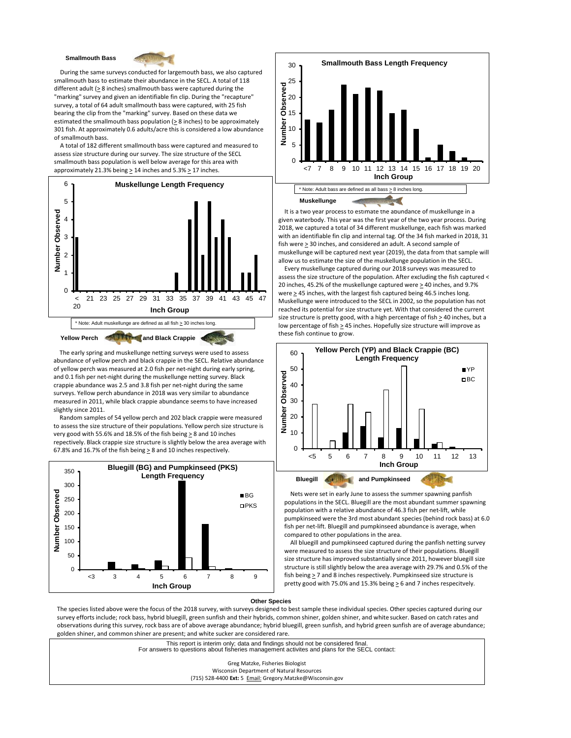### Smallmouth Bass

During the same surveys conducted for largemouth bass, we also captured smallmouth bass to estimate their abundance in the SECL. A total of 118 different adult (≥ 8 inches) smallmouth bass were captured during the "marking" survey and given an identifiable fin clip. During the "recapture" survey, a total of 64 adult smallmouth bass were captured, with 25 fish bearing the clip from the "marking" survey. Based on these data we estimated the smallmouth bass population (≥ 8 inches) to be approximately 301 fish. At approximately 0.6 adults/acre this is considered a low abundance of smallmouth bass.

A total of 182 different smallmouth bass were captured and measured to assess size structure during our survey. The size structure of the SECL smallmouth bass population is well below average for this area with approximately 21.3% being ≥ 14 inches and 5.3% ≥ 17 inches.

Muskellunge Length Frequency

Number Observed

0 1 2 3 4 5 6

< 20 21 23 25 27 29 31 33 35 37 39 41 43 45 47

Inch Group

* Note: Adult muskellunge are defined as all fish ≥ 30 inches long.

Smallmouth Bass Length Frequency

Number Observed

0 5 10 15 20 25 30

<7 7 8 9 10 11 12 13 14 15 16 17 18 19 20

Inch Group

* Note: Adult bass are defined as all bass ≥ 8 inches long.

### Muskellunge

It is a two year process to estimate the abundance of muskellunge in a given waterbody. This year was the first year of the two year process. During 2018, we captured a total of 34 different muskellunge, each fish was marked with an identifiable fin clip and internal tag. Of the 34 fish marked in 2018, 31 fish were ≥ 30 inches, and considered an adult. A second sample of muskellunge will be captured next year (2019), the data from that sample will allow us to estimate the size of the muskellunge population in the SECL.

Every muskellunge captured during our 2018 surveys was measured to assess the size structure of the population. After excluding the fish captured < 20 inches, 45.2% of the muskellunge captured were ≥ 40 inches, and 9.7% were ≥ 45 inches, with the largest fish captured being 46.5 inches long. Muskellunge were introduced to the SECL in 2002, so the population has not reached its potential for size structure yet. With that considered the current size structure is pretty good, with a high percentage of fish ≥ 40 inches, but a low percentage of fish ≥ 45 inches. Hopefully size structure will improve as these fish continue to grow.

### Yellow Perch and Black Crappie

The early spring and muskellunge netting surveys were used to assess abundance of yellow perch and black crappie in the SECL. Relative abundance of yellow perch was measured at 2.0 fish per net-night during early spring, and 0.1 fish per net-night during the muskellunge netting survey. Black crappie abundance was 2.5 and 3.8 fish per net-night during the same surveys. Yellow perch abundance in 2018 was very similar to abundance measured in 2011, while black crappie abundance seems to have increased slightly since 2011.

Random samples of 54 yellow perch and 202 black crappie were measured to assess the size structure of their populations. Yellow perch size structure is very good with 55.6% and 18.5% of the fish being ≥ 8 and 10 inches repectively. Black crappie size structure is slightly below the area average with 67.8% and 16.7% of the fish being ≥ 8 and 10 inches respectively.

Yellow Perch (YP) and Black Crappie (BC) Length Frequency

Number Observed

0 10 20 30 40 50 60

YP
BC

<5 5 6 7 8 9 10 11 12 13

Inch Group

Bluegill (BG) and Pumpkinseed (PKS) Length Frequency

Number Observed

0 50 100 150 200 250 300 350

BG
PKS

<3 3 4 5 6 7 8 9

Inch Group

### Bluegill and Pumpkinseed

Nets were set in early June to assess the summer spawning panfish populations in the SECL. Bluegill are the most abundant summer spawning population with a relative abundance of 46.3 fish per net-lift, while pumpkinseed were the 3rd most abundant species (behind rock bass) at 6.0 fish per net-lift. Bluegill and pumpkinseed abundance is average, when compared to other populations in the area.

All bluegill and pumpkinseed captured during the panfish netting survey were measured to assess the size structure of their populations. Bluegill size structure has improved substantially since 2011, however bluegill size structure is still slightly below the area average with 29.7% and 0.5% of the fish being ≥ 7 and 8 inches respectively. Pumpkinseed size structure is pretty good with 75.0% and 15.3% being ≥ 6 and 7 inches respecitvely.

### Other Species

The species listed above were the focus of the 2018 survey, with surveys designed to best sample these individual species. Other species captured during our survey efforts include; rock bass, hybrid bluegill, green sunfish and their hybrids, common shiner, golden shiner, and white sucker. Based on catch rates and observations during this survey, rock bass are of above average abundance; hybrid bluegill, green sunfish, and hybrid green sunfish are of average abundance; golden shiner, and common shiner are present; and white sucker are considered rare.

This report is interim only; data and findings should not be considered final.
For answers to questions about fisheries management activites and plans for the SECL contact:

Greg Matzke, Fisheries Biologist
Wisconsin Department of Natural Resources
(715) 528-4400 **Ext:** 5 Email: Gregory.Matzke@Wisconsin.gov